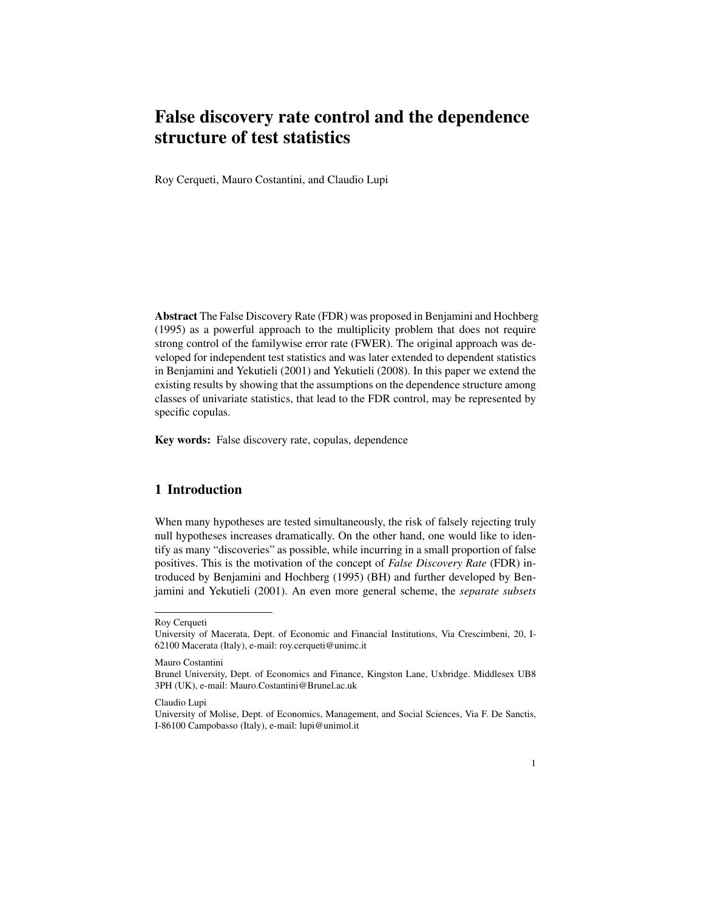# False discovery rate control and the dependence structure of test statistics

Roy Cerqueti, Mauro Costantini, and Claudio Lupi

**Abstract** The False Discovery Rate (FDR) was proposed in Benjamini and Hochberg (1995) as a powerful approach to the multiplicity problem that does not require strong control of the familywise error rate (FWER). The original approach was developed for independent test statistics and was later extended to dependent statistics in Benjamini and Yekutieli (2001) and Yekutieli (2008). In this paper we extend the existing results by showing that the assumptions on the dependence structure among classes of univariate statistics, that lead to the FDR control, may be represented by specific copulas.

**Key words:** False discovery rate, copulas, dependence

## 1 Introduction

When many hypotheses are tested simultaneously, the risk of falsely rejecting truly null hypotheses increases dramatically. On the other hand, one would like to identify as many "discoveries" as possible, while incurring in a small proportion of false positives. This is the motivation of the concept of *False Discovery Rate* (FDR) introduced by Benjamini and Hochberg (1995) (BH) and further developed by Benjamini and Yekutieli (2001). An even more general scheme, the *separate subsets*

---

Roy Cerqueti
University of Macerata, Dept. of Economic and Financial Institutions, Via Crescimbeni, 20, I-62100 Macerata (Italy), e-mail: roy.cerqueti@unimc.it

Mauro Costantini
Brunel University, Dept. of Economics and Finance, Kingston Lane, Uxbridge. Middlesex UB8 3PH (UK), e-mail: Mauro.Costantini@Brunel.ac.uk

Claudio Lupi
University of Molise, Dept. of Economics, Management, and Social Sciences, Via F. De Sanctis, I-86100 Campobasso (Italy), e-mail: lupi@unimol.it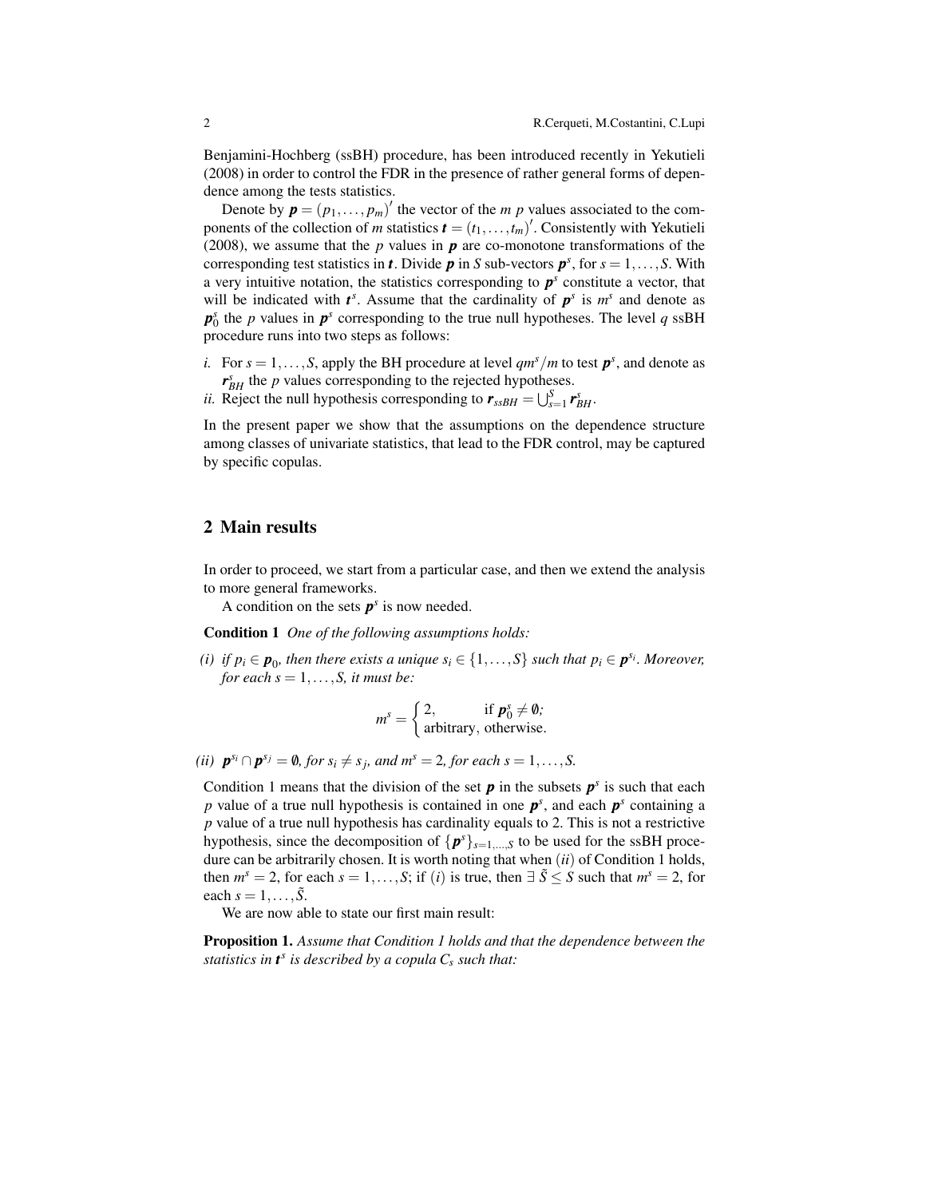Benjamini-Hochberg (ssBH) procedure, has been introduced recently in Yekutieli (2008) in order to control the FDR in the presence of rather general forms of dependence among the tests statistics.

Denote by $\boldsymbol{p} = (p_1, \ldots, p_m)'$ the vector of the $m$ $p$ values associated to the components of the collection of $m$ statistics $\boldsymbol{t} = (t_1, \ldots, t_m)'$. Consistently with Yekutieli (2008), we assume that the $p$ values in $\boldsymbol{p}$ are co-monotone transformations of the corresponding test statistics in $\boldsymbol{t}$. Divide $\boldsymbol{p}$ in $S$ sub-vectors $\boldsymbol{p}^s$, for $s = 1, \ldots, S$. With a very intuitive notation, the statistics corresponding to $\boldsymbol{p}^s$ constitute a vector, that will be indicated with $\boldsymbol{t}^s$. Assume that the cardinality of $\boldsymbol{p}^s$ is $m^s$ and denote as $\boldsymbol{p}_0^s$ the $p$ values in $\boldsymbol{p}^s$ corresponding to the true null hypotheses. The level $q$ ssBH procedure runs into two steps as follows:

*i.* For $s = 1, \ldots, S$, apply the BH procedure at level $qm^s/m$ to test $\boldsymbol{p}^s$, and denote as $\boldsymbol{r}_{BH}^s$ the $p$ values corresponding to the rejected hypotheses.
*ii.* Reject the null hypothesis corresponding to $\boldsymbol{r}_{ssBH} = \bigcup_{s=1}^{S} \boldsymbol{r}_{BH}^s$.

In the present paper we show that the assumptions on the dependence structure among classes of univariate statistics, that lead to the FDR control, may be captured by specific copulas.

## 2 Main results

In order to proceed, we start from a particular case, and then we extend the analysis to more general frameworks.

A condition on the sets $\boldsymbol{p}^s$ is now needed.

**Condition 1** *One of the following assumptions holds:*

*(i) if $p_i \in \boldsymbol{p}_0$, then there exists a unique $s_i \in \{1, \ldots, S\}$ such that $p_i \in \boldsymbol{p}^{s_i}$. Moreover, for each $s = 1, \ldots, S$, it must be:*

$$m^s = \begin{cases} 2, & \text{if } \boldsymbol{p}_0^s \neq \emptyset; \\ \text{arbitrary}, & \text{otherwise.} \end{cases}$$

*(ii) $\boldsymbol{p}^{s_i} \cap \boldsymbol{p}^{s_j} = \emptyset$, for $s_i \neq s_j$, and $m^s = 2$, for each $s = 1, \ldots, S$.*

Condition 1 means that the division of the set $\boldsymbol{p}$ in the subsets $\boldsymbol{p}^s$ is such that each $p$ value of a true null hypothesis is contained in one $\boldsymbol{p}^s$, and each $\boldsymbol{p}^s$ containing a $p$ value of a true null hypothesis has cardinality equals to 2. This is not a restrictive hypothesis, since the decomposition of $\{\boldsymbol{p}^s\}_{s=1,\ldots,S}$ to be used for the ssBH procedure can be arbitrarily chosen. It is worth noting that when $(ii)$ of Condition 1 holds, then $m^s = 2$, for each $s = 1, \ldots, S$; if $(i)$ is true, then $\exists\, \tilde{S} \leq S$ such that $m^s = 2$, for each $s = 1, \ldots, \tilde{S}$.

We are now able to state our first main result:

**Proposition 1.** *Assume that Condition 1 holds and that the dependence between the statistics in $\boldsymbol{t}^s$ is described by a copula $C_s$ such that:*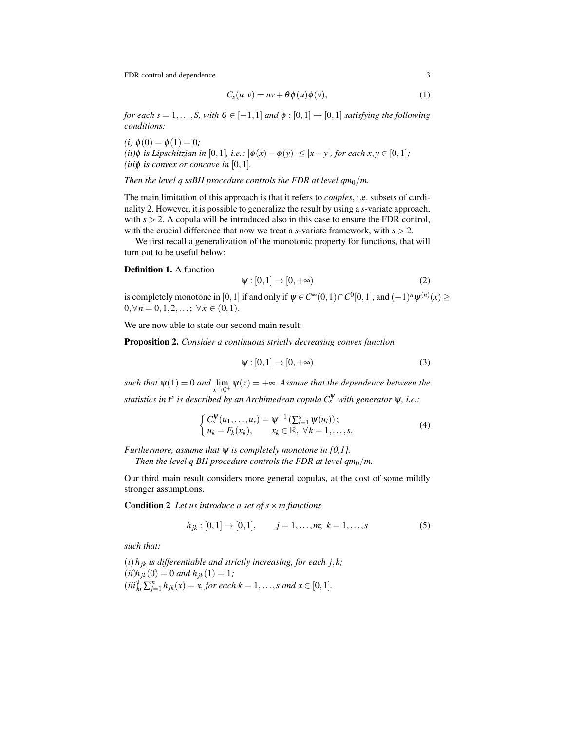$$C_s(u,v) = uv + \theta\phi(u)\phi(v), \tag{1}$$

*for each* $s = 1,\dots,S$*, with* $\theta \in [-1,1]$ *and* $\phi : [0,1] \to [0,1]$ *satisfying the following conditions:*

*(i)* $\phi(0) = \phi(1) = 0$*;*
*(ii)* $\phi$ *is Lipschitzian in* $[0,1]$*, i.e.:* $|\phi(x) - \phi(y)| \le |x - y|$*, for each* $x, y \in [0,1]$*;*
*(iii)* $\phi$ *is convex or concave in* $[0,1]$.

*Then the level q ssBH procedure controls the FDR at level* $qm_0/m$.

The main limitation of this approach is that it refers to *couples*, i.e. subsets of cardinality 2. However, it is possible to generalize the result by using a $s$-variate approach, with $s > 2$. A copula will be introduced also in this case to ensure the FDR control, with the crucial difference that now we treat a $s$-variate framework, with $s > 2$.

We first recall a generalization of the monotonic property for functions, that will turn out to be useful below:

**Definition 1.** A function

$$\psi : [0,1] \to [0,+\infty) \tag{2}$$

is completely monotone in $[0,1]$ if and only if $\psi \in C^\infty(0,1) \cap C^0[0,1]$, and $(-1)^n \psi^{(n)}(x) \ge 0, \forall n = 0,1,2,\dots;\ \forall x \in (0,1)$.

We are now able to state our second main result:

**Proposition 2.** *Consider a continuous strictly decreasing convex function*

$$\psi : [0,1] \to [0,+\infty) \tag{3}$$

*such that* $\psi(1) = 0$ *and* $\lim_{x\to 0^+} \psi(x) = +\infty$*. Assume that the dependence between the statistics in* $\boldsymbol{t}^s$ *is described by an Archimedean copula* $C_s^\psi$ *with generator* $\psi$*, i.e.:*

$$\begin{cases} C_s^\psi(u_1,\dots,u_s) = \psi^{-1}\left(\sum_{i=1}^s \psi(u_i)\right); \\ u_k = F_k(x_k), \qquad x_k \in \mathbb{R},\ \forall k = 1,\dots,s. \end{cases} \tag{4}$$

*Furthermore, assume that* $\psi$ *is completely monotone in [0,1].*

*Then the level q BH procedure controls the FDR at level* $qm_0/m$.

Our third main result considers more general copulas, at the cost of some mildly stronger assumptions.

**Condition 2** *Let us introduce a set of* $s \times m$ *functions*

$$h_{jk} : [0,1] \to [0,1], \qquad j = 1,\dots,m;\ k = 1,\dots,s \tag{5}$$

*such that:*

$(i)$ $h_{jk}$ *is differentiable and strictly increasing, for each* $j,k$*;*
$(ii)$ $h_{jk}(0) = 0$ *and* $h_{jk}(1) = 1$*;*
$(iii)$ $\frac{1}{m}\sum_{j=1}^m h_{jk}(x) = x$*, for each* $k = 1,\dots,s$ *and* $x \in [0,1]$.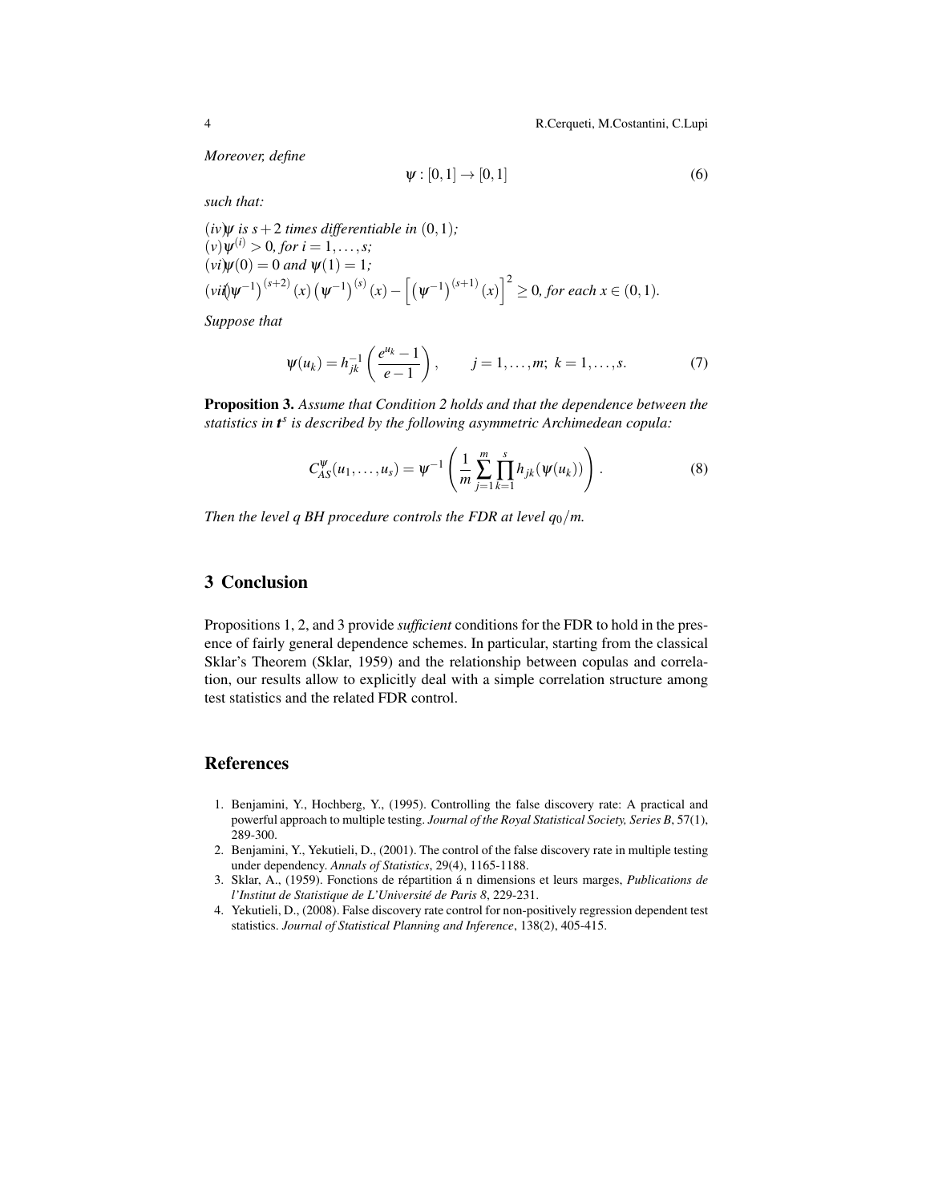*Moreover, define*

$$\psi : [0,1] \rightarrow [0,1] \tag{6}$$

*such that:*

$(iv)$ $\psi$ *is* $s+2$ *times differentiable in* $(0,1)$*;*
$(v)$ $\psi^{(i)} > 0$*, for* $i = 1, \ldots, s$*;*
$(vi)$ $\psi(0) = 0$ *and* $\psi(1) = 1$*;*
$(vii)$ $\left(\psi^{-1}\right)^{(s+2)}(x)\left(\psi^{-1}\right)^{(s)}(x) - \left[\left(\psi^{-1}\right)^{(s+1)}(x)\right]^2 \geq 0$*, for each* $x \in (0,1)$*.*

*Suppose that*

$$\psi(u_k) = h_{jk}^{-1}\left(\frac{e^{u_k}-1}{e-1}\right), \qquad j = 1, \ldots, m;\ k = 1, \ldots, s. \tag{7}$$

**Proposition 3.** *Assume that Condition 2 holds and that the dependence between the statistics in* $\boldsymbol{t}^s$ *is described by the following asymmetric Archimedean copula:*

$$C_{AS}^{\psi}(u_1, \ldots, u_s) = \psi^{-1}\left(\frac{1}{m}\sum_{j=1}^{m}\prod_{k=1}^{s} h_{jk}(\psi(u_k))\right). \tag{8}$$

*Then the level q BH procedure controls the FDR at level* $q_0/m$*.*

## 3 Conclusion

Propositions 1, 2, and 3 provide *sufficient* conditions for the FDR to hold in the presence of fairly general dependence schemes. In particular, starting from the classical Sklar's Theorem (Sklar, 1959) and the relationship between copulas and correlation, our results allow to explicitly deal with a simple correlation structure among test statistics and the related FDR control.

## References

1. Benjamini, Y., Hochberg, Y., (1995). Controlling the false discovery rate: A practical and powerful approach to multiple testing. *Journal of the Royal Statistical Society, Series B*, 57(1), 289-300.
2. Benjamini, Y., Yekutieli, D., (2001). The control of the false discovery rate in multiple testing under dependency. *Annals of Statistics*, 29(4), 1165-1188.
3. Sklar, A., (1959). Fonctions de répartition á n dimensions et leurs marges, *Publications de l'Institut de Statistique de L'Université de Paris 8*, 229-231.
4. Yekutieli, D., (2008). False discovery rate control for non-positively regression dependent test statistics. *Journal of Statistical Planning and Inference*, 138(2), 405-415.